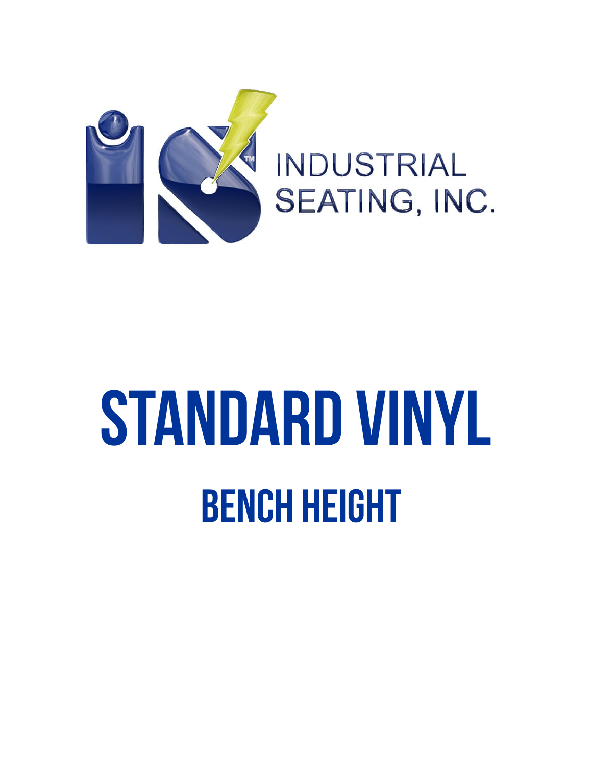INDUSTRIAL SEATING, INC.

# STANDARD VINYL

## BENCH HEIGHT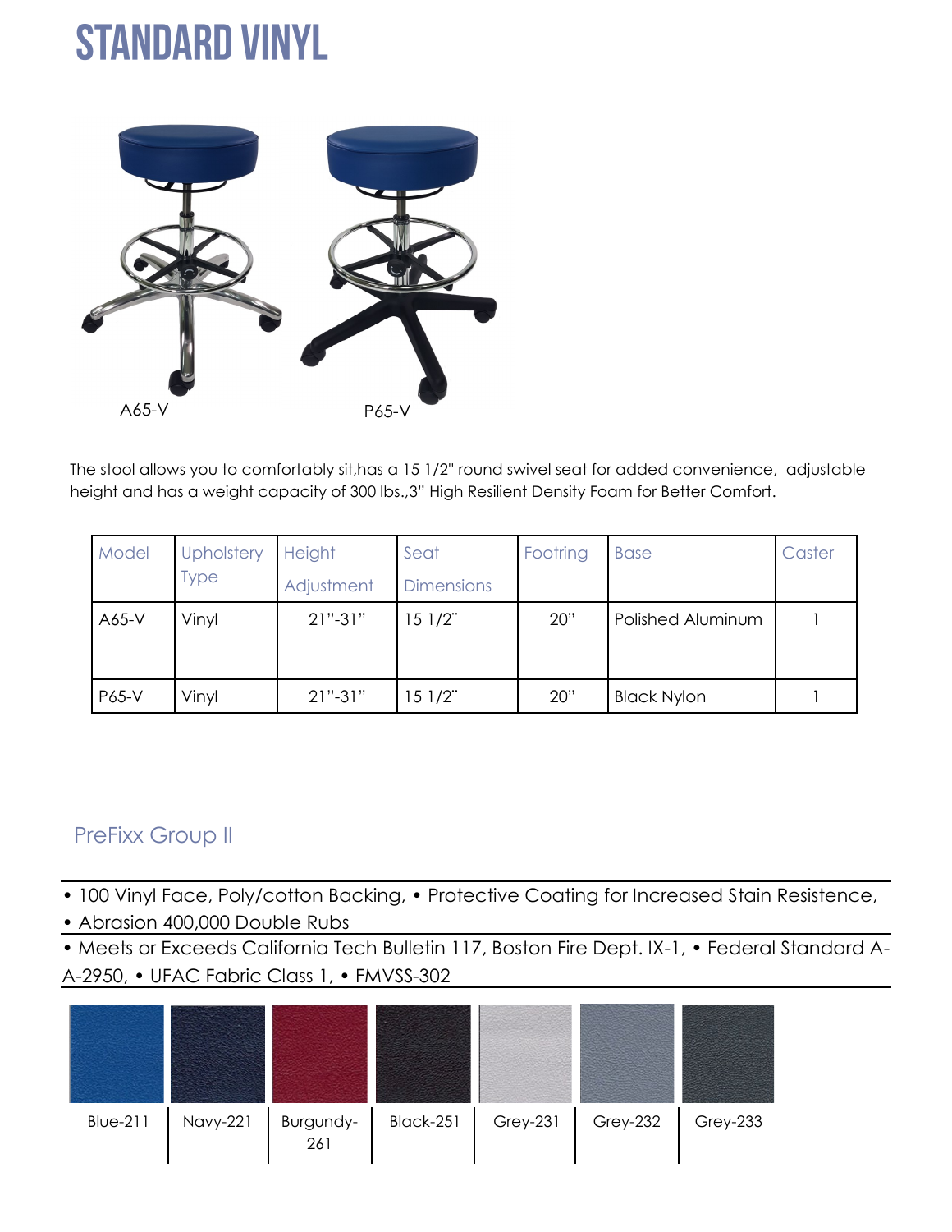# STANDARD VINYL

A65-V P65-V

The stool allows you to comfortably sit,has a 15 1/2" round swivel seat for added convenience, adjustable height and has a weight capacity of 300 lbs.,3" High Resilient Density Foam for Better Comfort.

| Model | Upholstery Type | Height Adjustment | Seat Dimensions | Footring | Base | Caster |
|---|---|---|---|---|---|---|
| A65-V | Vinyl | 21"-31" | 15 1/2" | 20" | Polished Aluminum | 1 |
| P65-V | Vinyl | 21"-31" | 15 1/2" | 20" | Black Nylon | 1 |

## PreFixx Group II

• 100 Vinyl Face, Poly/cotton Backing, • Protective Coating for Increased Stain Resistence,
• Abrasion 400,000 Double Rubs

• Meets or Exceeds California Tech Bulletin 117, Boston Fire Dept. IX-1, • Federal Standard A-A-2950, • UFAC Fabric Class 1, • FMVSS-302

| Blue-211 | Navy-221 | Burgundy-261 | Black-251 | Grey-231 | Grey-232 | Grey-233 |
|---|---|---|---|---|---|---|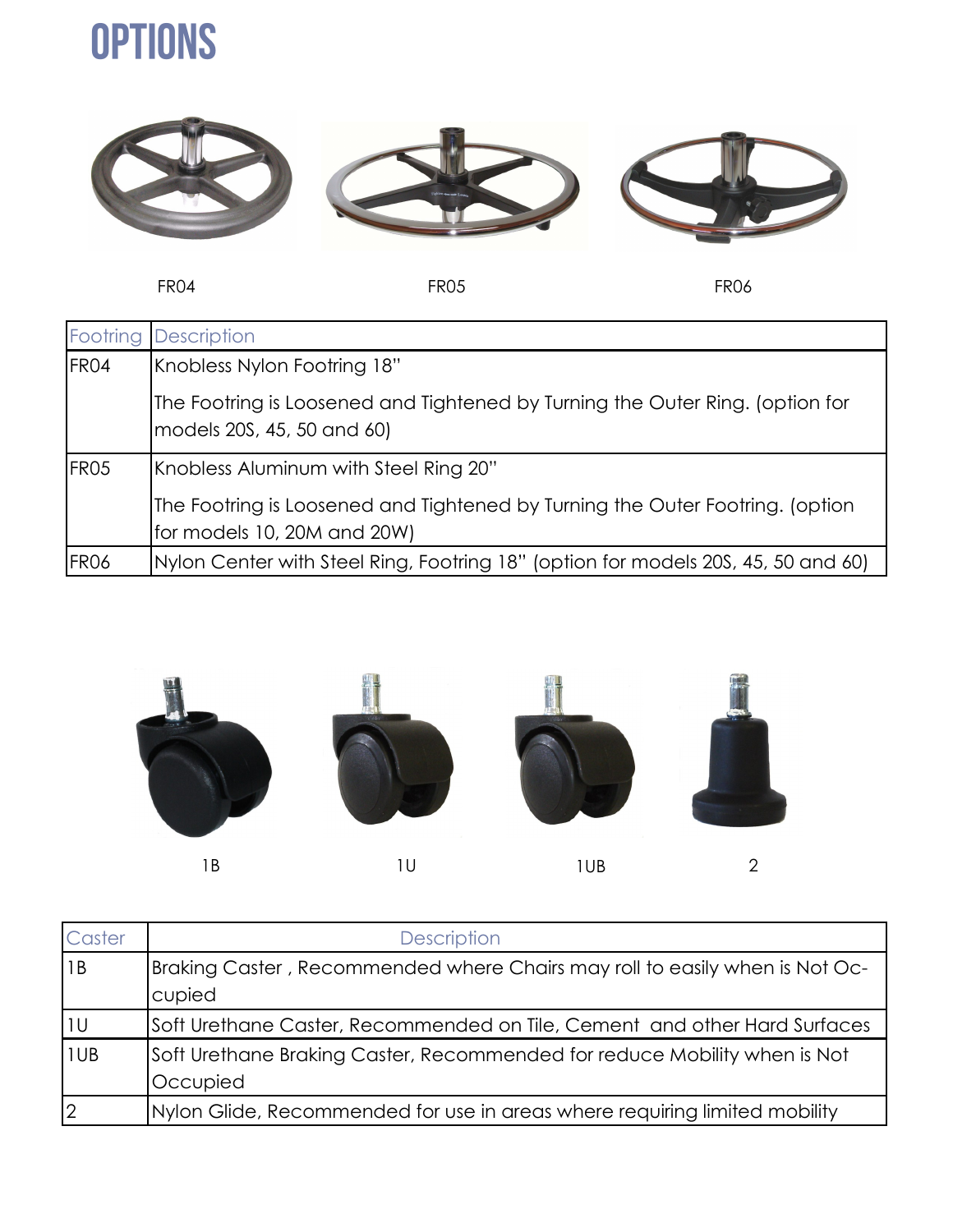# OPTIONS

FR04 FR05 FR06

| Footring | Description |
|---|---|
| FR04 | Knobless Nylon Footring 18”<br><br>The Footring is Loosened and Tightened by Turning the Outer Ring. (option for models 20S, 45, 50 and 60) |
| FR05 | Knobless Aluminum with Steel Ring 20”<br><br>The Footring is Loosened and Tightened by Turning the Outer Footring. (option for models 10, 20M and 20W) |
| FR06 | Nylon Center with Steel Ring, Footring 18” (option for models 20S, 45, 50 and 60) |

1B 1U 1UB 2

| Caster | Description |
|---|---|
| 1B | Braking Caster , Recommended where Chairs may roll to easily when is Not Occupied |
| 1U | Soft Urethane Caster, Recommended on Tile, Cement and other Hard Surfaces |
| 1UB | Soft Urethane Braking Caster, Recommended for reduce Mobility when is Not Occupied |
| 2 | Nylon Glide, Recommended for use in areas where requiring limited mobility |